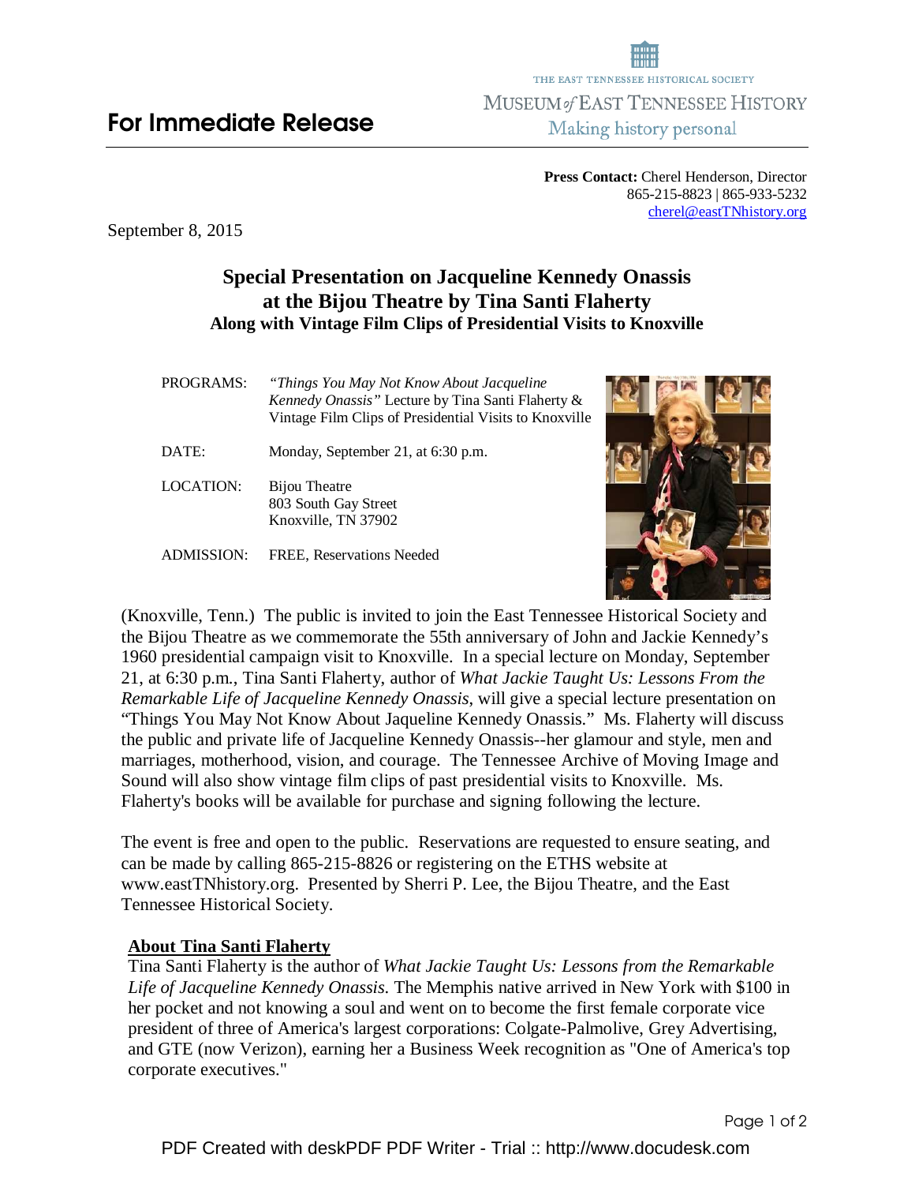**For Immediate Release**

THE EAST TENNESSEE HISTORICAL SOCIETY
MUSEUM of EAST TENNESSEE HISTORY
Making history personal

**Press Contact:** Cherel Henderson, Director
865-215-8823 | 865-933-5232
cherel@eastTNhistory.org

September 8, 2015

# Special Presentation on Jacqueline Kennedy Onassis at the Bijou Theatre by Tina Santi Flaherty

## Along with Vintage Film Clips of Presidential Visits to Knoxville

| | |
|---|---|
| PROGRAMS: | *"Things You May Not Know About Jacqueline Kennedy Onassis"* Lecture by Tina Santi Flaherty & Vintage Film Clips of Presidential Visits to Knoxville |
| DATE: | Monday, September 21, at 6:30 p.m. |
| LOCATION: | Bijou Theatre<br>803 South Gay Street<br>Knoxville, TN 37902 |
| ADMISSION: | FREE, Reservations Needed |

(Knoxville, Tenn.) The public is invited to join the East Tennessee Historical Society and the Bijou Theatre as we commemorate the 55th anniversary of John and Jackie Kennedy's 1960 presidential campaign visit to Knoxville. In a special lecture on Monday, September 21, at 6:30 p.m., Tina Santi Flaherty, author of *What Jackie Taught Us: Lessons From the Remarkable Life of Jacqueline Kennedy Onassis*, will give a special lecture presentation on "Things You May Not Know About Jaqueline Kennedy Onassis." Ms. Flaherty will discuss the public and private life of Jacqueline Kennedy Onassis--her glamour and style, men and marriages, motherhood, vision, and courage. The Tennessee Archive of Moving Image and Sound will also show vintage film clips of past presidential visits to Knoxville. Ms. Flaherty's books will be available for purchase and signing following the lecture.

The event is free and open to the public. Reservations are requested to ensure seating, and can be made by calling 865-215-8826 or registering on the ETHS website at www.eastTNhistory.org. Presented by Sherri P. Lee, the Bijou Theatre, and the East Tennessee Historical Society.

**About Tina Santi Flaherty**

Tina Santi Flaherty is the author of *What Jackie Taught Us: Lessons from the Remarkable Life of Jacqueline Kennedy Onassis.* The Memphis native arrived in New York with $100 in her pocket and not knowing a soul and went on to become the first female corporate vice president of three of America's largest corporations: Colgate-Palmolive, Grey Advertising, and GTE (now Verizon), earning her a Business Week recognition as "One of America's top corporate executives."

PDF Created with deskPDF PDF Writer - Trial :: http://www.docudesk.com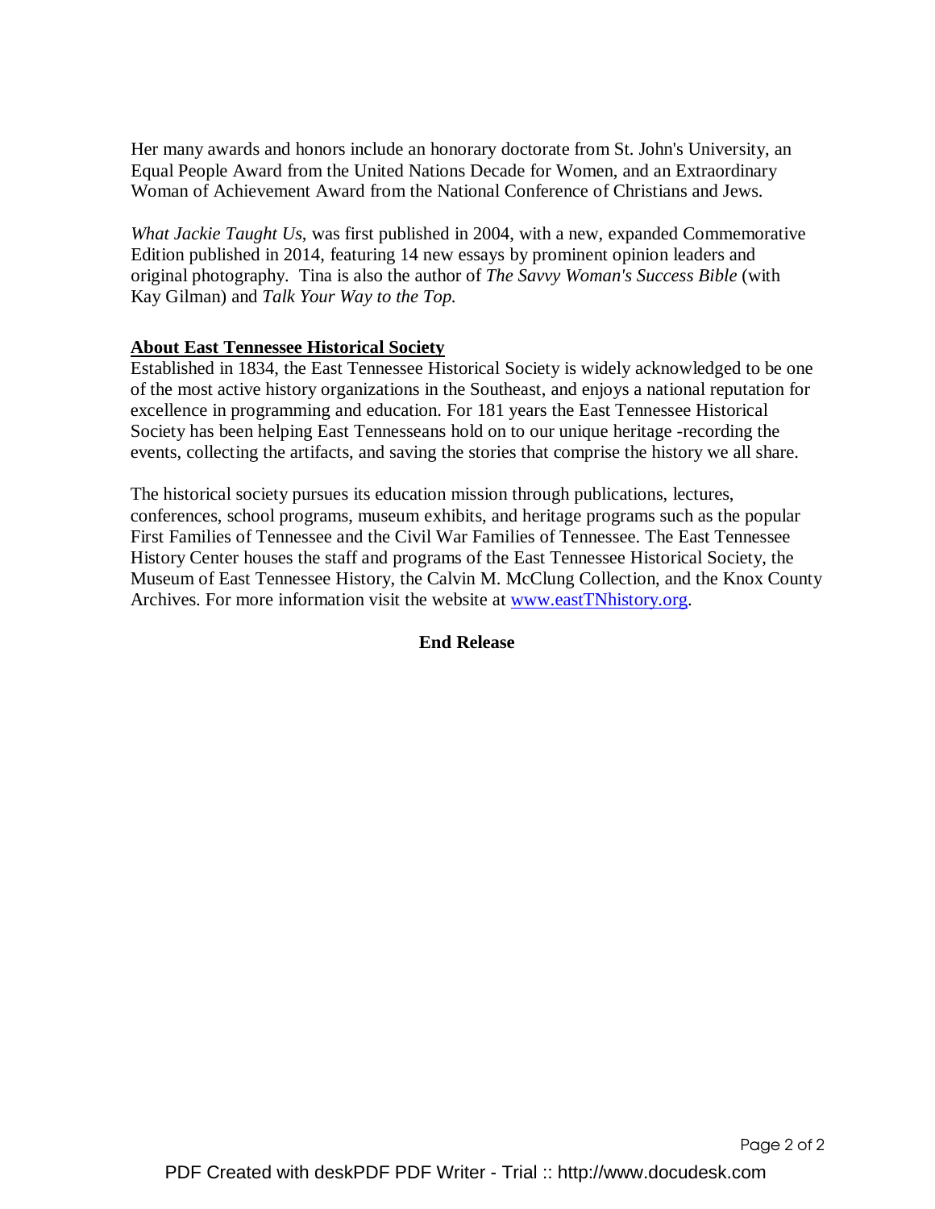Her many awards and honors include an honorary doctorate from St. John's University, an Equal People Award from the United Nations Decade for Women, and an Extraordinary Woman of Achievement Award from the National Conference of Christians and Jews.

*What Jackie Taught Us*, was first published in 2004, with a new, expanded Commemorative Edition published in 2014, featuring 14 new essays by prominent opinion leaders and original photography. Tina is also the author of *The Savvy Woman's Success Bible* (with Kay Gilman) and *Talk Your Way to the Top.*

**About East Tennessee Historical Society**

Established in 1834, the East Tennessee Historical Society is widely acknowledged to be one of the most active history organizations in the Southeast, and enjoys a national reputation for excellence in programming and education. For 181 years the East Tennessee Historical Society has been helping East Tennesseans hold on to our unique heritage -recording the events, collecting the artifacts, and saving the stories that comprise the history we all share.

The historical society pursues its education mission through publications, lectures, conferences, school programs, museum exhibits, and heritage programs such as the popular First Families of Tennessee and the Civil War Families of Tennessee. The East Tennessee History Center houses the staff and programs of the East Tennessee Historical Society, the Museum of East Tennessee History, the Calvin M. McClung Collection, and the Knox County Archives. For more information visit the website at www.eastTNhistory.org.

**End Release**

PDF Created with deskPDF PDF Writer - Trial :: http://www.docudesk.com